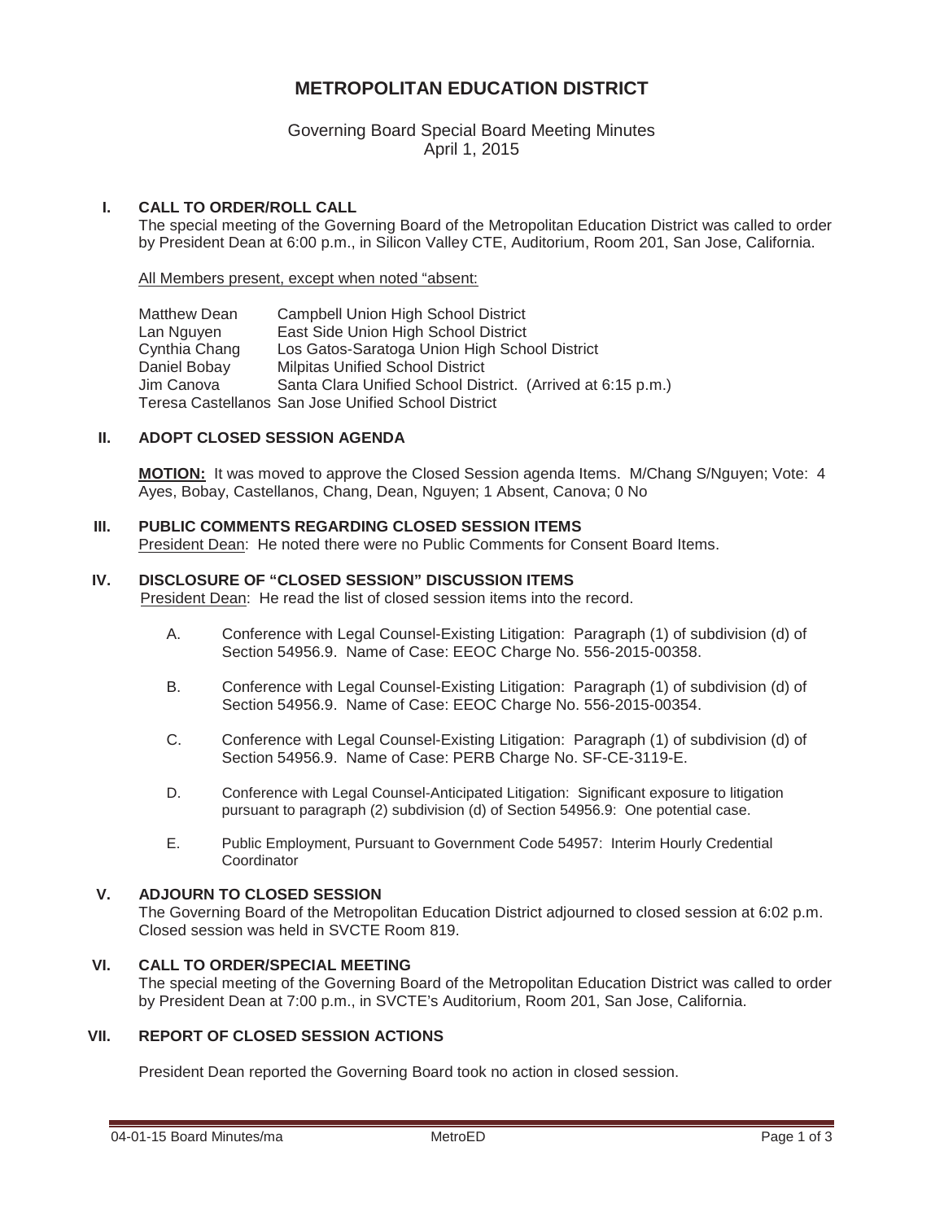# METROPOLITAN EDUCATION DISTRICT

Governing Board Special Board Meeting Minutes
April 1, 2015

## I. CALL TO ORDER/ROLL CALL

The special meeting of the Governing Board of the Metropolitan Education District was called to order by President Dean at 6:00 p.m., in Silicon Valley CTE, Auditorium, Room 201, San Jose, California.

<u>All Members present, except when noted "absent:</u>

| | |
|---|---|
| Matthew Dean | Campbell Union High School District |
| Lan Nguyen | East Side Union High School District |
| Cynthia Chang | Los Gatos-Saratoga Union High School District |
| Daniel Bobay | Milpitas Unified School District |
| Jim Canova | Santa Clara Unified School District. (Arrived at 6:15 p.m.) |
| Teresa Castellanos | San Jose Unified School District |

## II. ADOPT CLOSED SESSION AGENDA

**<u>MOTION:</u>** It was moved to approve the Closed Session agenda Items. M/Chang S/Nguyen; Vote: 4 Ayes, Bobay, Castellanos, Chang, Dean, Nguyen; 1 Absent, Canova; 0 No

## III. PUBLIC COMMENTS REGARDING CLOSED SESSION ITEMS

<u>President Dean</u>: He noted there were no Public Comments for Consent Board Items.

## IV. DISCLOSURE OF "CLOSED SESSION" DISCUSSION ITEMS

<u>President Dean</u>: He read the list of closed session items into the record.

A. Conference with Legal Counsel-Existing Litigation: Paragraph (1) of subdivision (d) of Section 54956.9. Name of Case: EEOC Charge No. 556-2015-00358.

B. Conference with Legal Counsel-Existing Litigation: Paragraph (1) of subdivision (d) of Section 54956.9. Name of Case: EEOC Charge No. 556-2015-00354.

C. Conference with Legal Counsel-Existing Litigation: Paragraph (1) of subdivision (d) of Section 54956.9. Name of Case: PERB Charge No. SF-CE-3119-E.

D. Conference with Legal Counsel-Anticipated Litigation: Significant exposure to litigation pursuant to paragraph (2) subdivision (d) of Section 54956.9: One potential case.

E. Public Employment, Pursuant to Government Code 54957: Interim Hourly Credential Coordinator

## V. ADJOURN TO CLOSED SESSION

The Governing Board of the Metropolitan Education District adjourned to closed session at 6:02 p.m. Closed session was held in SVCTE Room 819.

## VI. CALL TO ORDER/SPECIAL MEETING

The special meeting of the Governing Board of the Metropolitan Education District was called to order by President Dean at 7:00 p.m., in SVCTE's Auditorium, Room 201, San Jose, California.

## VII. REPORT OF CLOSED SESSION ACTIONS

President Dean reported the Governing Board took no action in closed session.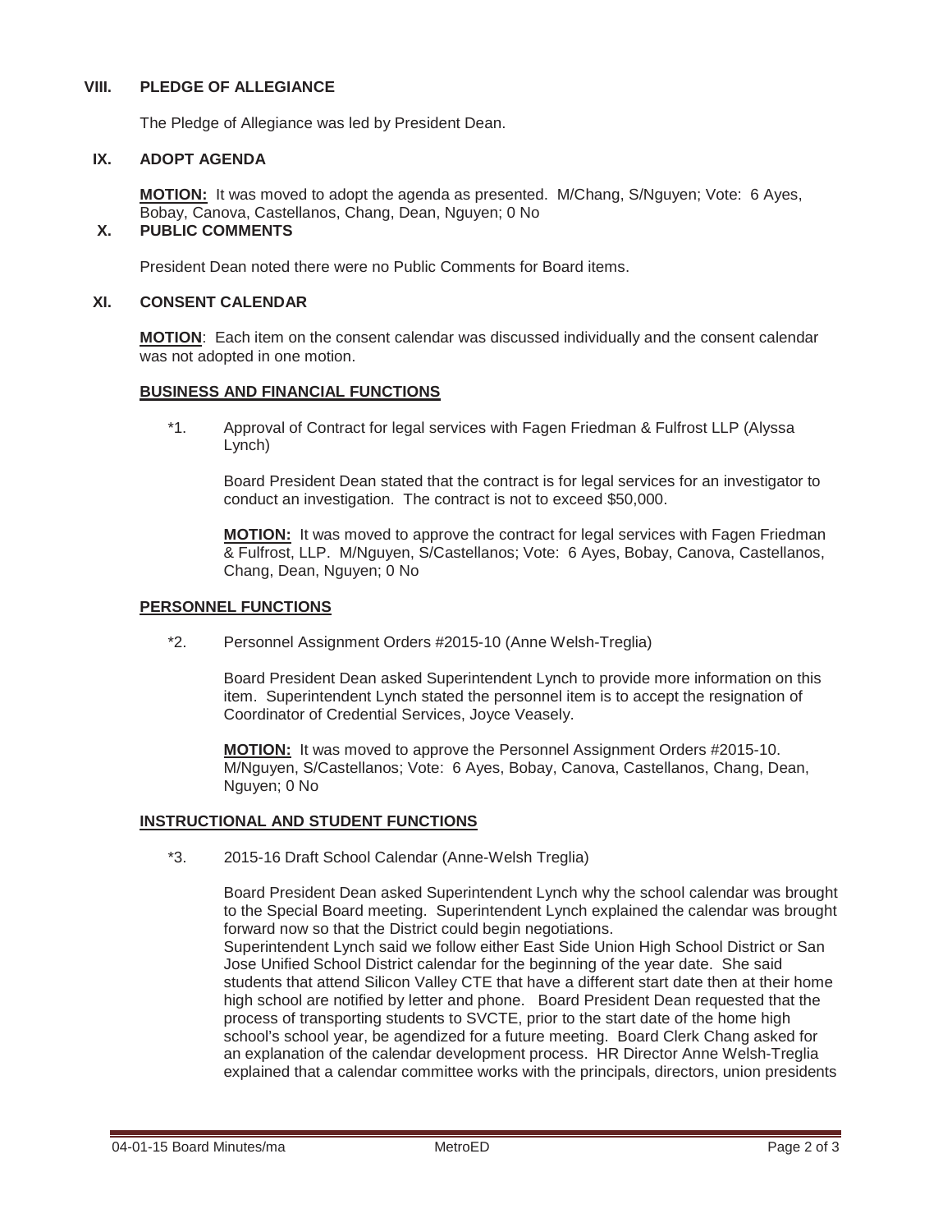## VIII. PLEDGE OF ALLEGIANCE

The Pledge of Allegiance was led by President Dean.

## IX. ADOPT AGENDA

**MOTION:** It was moved to adopt the agenda as presented. M/Chang, S/Nguyen; Vote: 6 Ayes, Bobay, Canova, Castellanos, Chang, Dean, Nguyen; 0 No

## X. PUBLIC COMMENTS

President Dean noted there were no Public Comments for Board items.

## XI. CONSENT CALENDAR

**MOTION**: Each item on the consent calendar was discussed individually and the consent calendar was not adopted in one motion.

### BUSINESS AND FINANCIAL FUNCTIONS

*1. Approval of Contract for legal services with Fagen Friedman & Fulfrost LLP (Alyssa Lynch)

Board President Dean stated that the contract is for legal services for an investigator to conduct an investigation. The contract is not to exceed $50,000.

**MOTION:** It was moved to approve the contract for legal services with Fagen Friedman & Fulfrost, LLP. M/Nguyen, S/Castellanos; Vote: 6 Ayes, Bobay, Canova, Castellanos, Chang, Dean, Nguyen; 0 No

### PERSONNEL FUNCTIONS

*2. Personnel Assignment Orders #2015-10 (Anne Welsh-Treglia)

Board President Dean asked Superintendent Lynch to provide more information on this item. Superintendent Lynch stated the personnel item is to accept the resignation of Coordinator of Credential Services, Joyce Veasely.

**MOTION:** It was moved to approve the Personnel Assignment Orders #2015-10. M/Nguyen, S/Castellanos; Vote: 6 Ayes, Bobay, Canova, Castellanos, Chang, Dean, Nguyen; 0 No

### INSTRUCTIONAL AND STUDENT FUNCTIONS

*3. 2015-16 Draft School Calendar (Anne-Welsh Treglia)

Board President Dean asked Superintendent Lynch why the school calendar was brought to the Special Board meeting. Superintendent Lynch explained the calendar was brought forward now so that the District could begin negotiations.
Superintendent Lynch said we follow either East Side Union High School District or San Jose Unified School District calendar for the beginning of the year date. She said students that attend Silicon Valley CTE that have a different start date then at their home high school are notified by letter and phone. Board President Dean requested that the process of transporting students to SVCTE, prior to the start date of the home high school's school year, be agendized for a future meeting. Board Clerk Chang asked for an explanation of the calendar development process. HR Director Anne Welsh-Treglia explained that a calendar committee works with the principals, directors, union presidents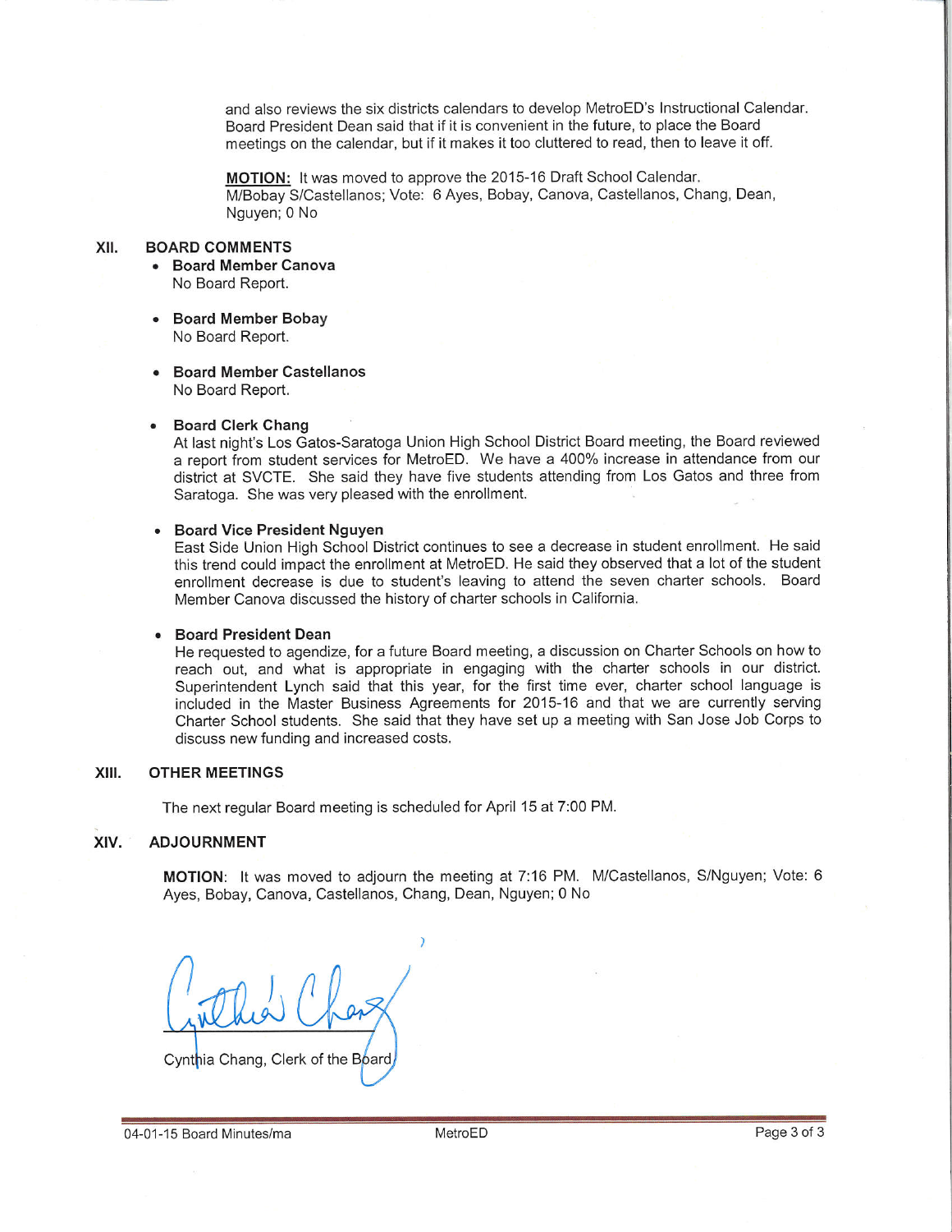and also reviews the six districts calendars to develop MetroED's Instructional Calendar. Board President Dean said that if it is convenient in the future, to place the Board meetings on the calendar, but if it makes it too cluttered to read, then to leave it off.

**MOTION:** It was moved to approve the 2015-16 Draft School Calendar. M/Bobay S/Castellanos; Vote: 6 Ayes, Bobay, Canova, Castellanos, Chang, Dean, Nguyen; 0 No

## XII. BOARD COMMENTS

- **Board Member Canova**
  No Board Report.

- **Board Member Bobay**
  No Board Report.

- **Board Member Castellanos**
  No Board Report.

- **Board Clerk Chang**
  At last night's Los Gatos-Saratoga Union High School District Board meeting, the Board reviewed a report from student services for MetroED. We have a 400% increase in attendance from our district at SVCTE. She said they have five students attending from Los Gatos and three from Saratoga. She was very pleased with the enrollment.

- **Board Vice President Nguyen**
  East Side Union High School District continues to see a decrease in student enrollment. He said this trend could impact the enrollment at MetroED. He said they observed that a lot of the student enrollment decrease is due to student's leaving to attend the seven charter schools. Board Member Canova discussed the history of charter schools in California.

- **Board President Dean**
  He requested to agendize, for a future Board meeting, a discussion on Charter Schools on how to reach out, and what is appropriate in engaging with the charter schools in our district. Superintendent Lynch said that this year, for the first time ever, charter school language is included in the Master Business Agreements for 2015-16 and that we are currently serving Charter School students. She said that they have set up a meeting with San Jose Job Corps to discuss new funding and increased costs.

## XIII. OTHER MEETINGS

The next regular Board meeting is scheduled for April 15 at 7:00 PM.

## XIV. ADJOURNMENT

**MOTION**: It was moved to adjourn the meeting at 7:16 PM. M/Castellanos, S/Nguyen; Vote: 6 Ayes, Bobay, Canova, Castellanos, Chang, Dean, Nguyen; 0 No

Cynthia Chang, Clerk of the Board

04-01-15 Board Minutes/ma